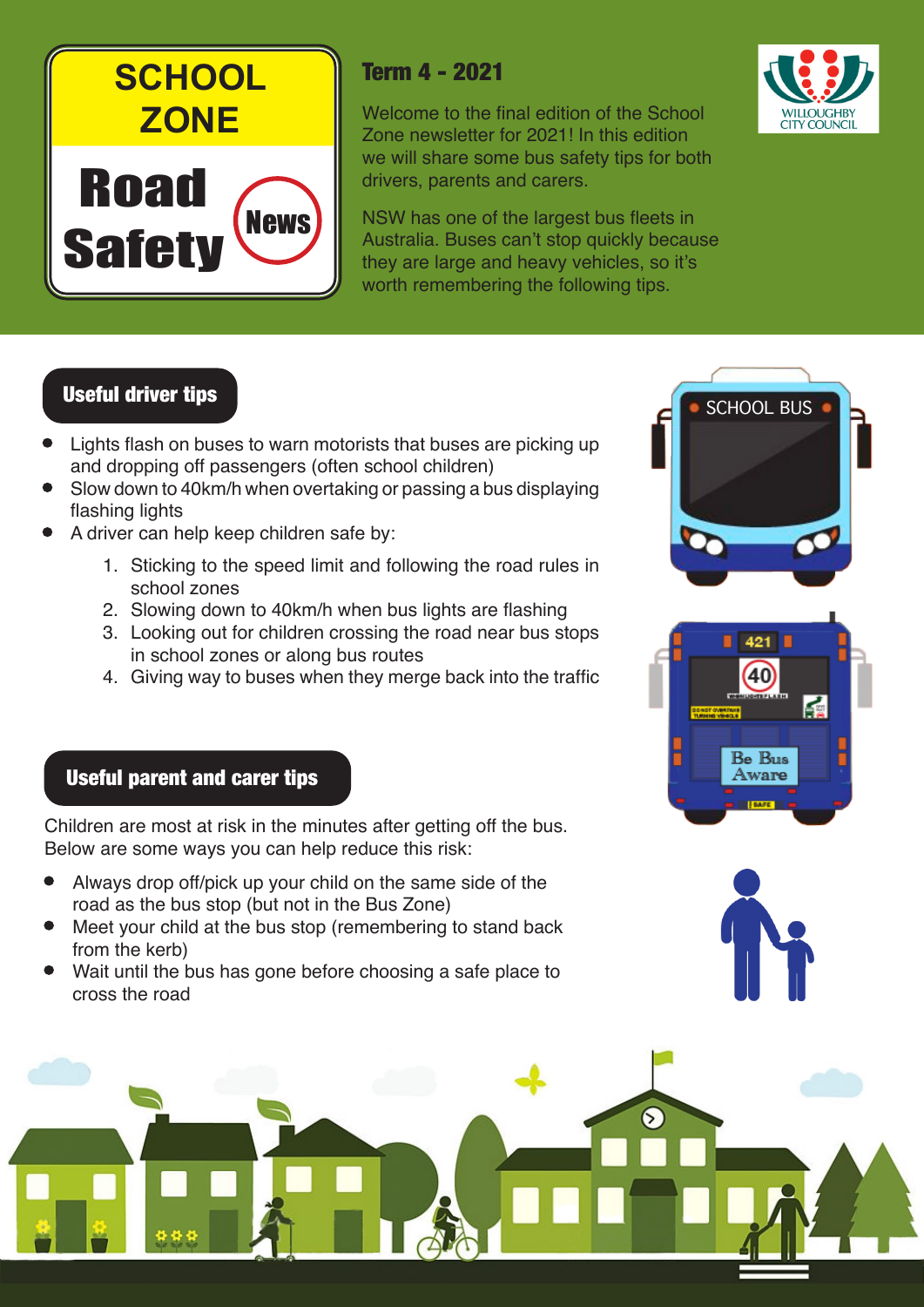# SCHOOL ZONE Road Safety News

## Term 4 - 2021

Welcome to the final edition of the School Zone newsletter for 2021! In this edition we will share some bus safety tips for both drivers, parents and carers.

NSW has one of the largest bus fleets in Australia. Buses can't stop quickly because they are large and heavy vehicles, so it's worth remembering the following tips.

## Useful driver tips

- Lights flash on buses to warn motorists that buses are picking up and dropping off passengers (often school children)
- Slow down to 40km/h when overtaking or passing a bus displaying flashing lights
- A driver can help keep children safe by:
  1. Sticking to the speed limit and following the road rules in school zones
  2. Slowing down to 40km/h when bus lights are flashing
  3. Looking out for children crossing the road near bus stops in school zones or along bus routes
  4. Giving way to buses when they merge back into the traffic

## Useful parent and carer tips

Children are most at risk in the minutes after getting off the bus. Below are some ways you can help reduce this risk:

- Always drop off/pick up your child on the same side of the road as the bus stop (but not in the Bus Zone)
- Meet your child at the bus stop (remembering to stand back from the kerb)
- Wait until the bus has gone before choosing a safe place to cross the road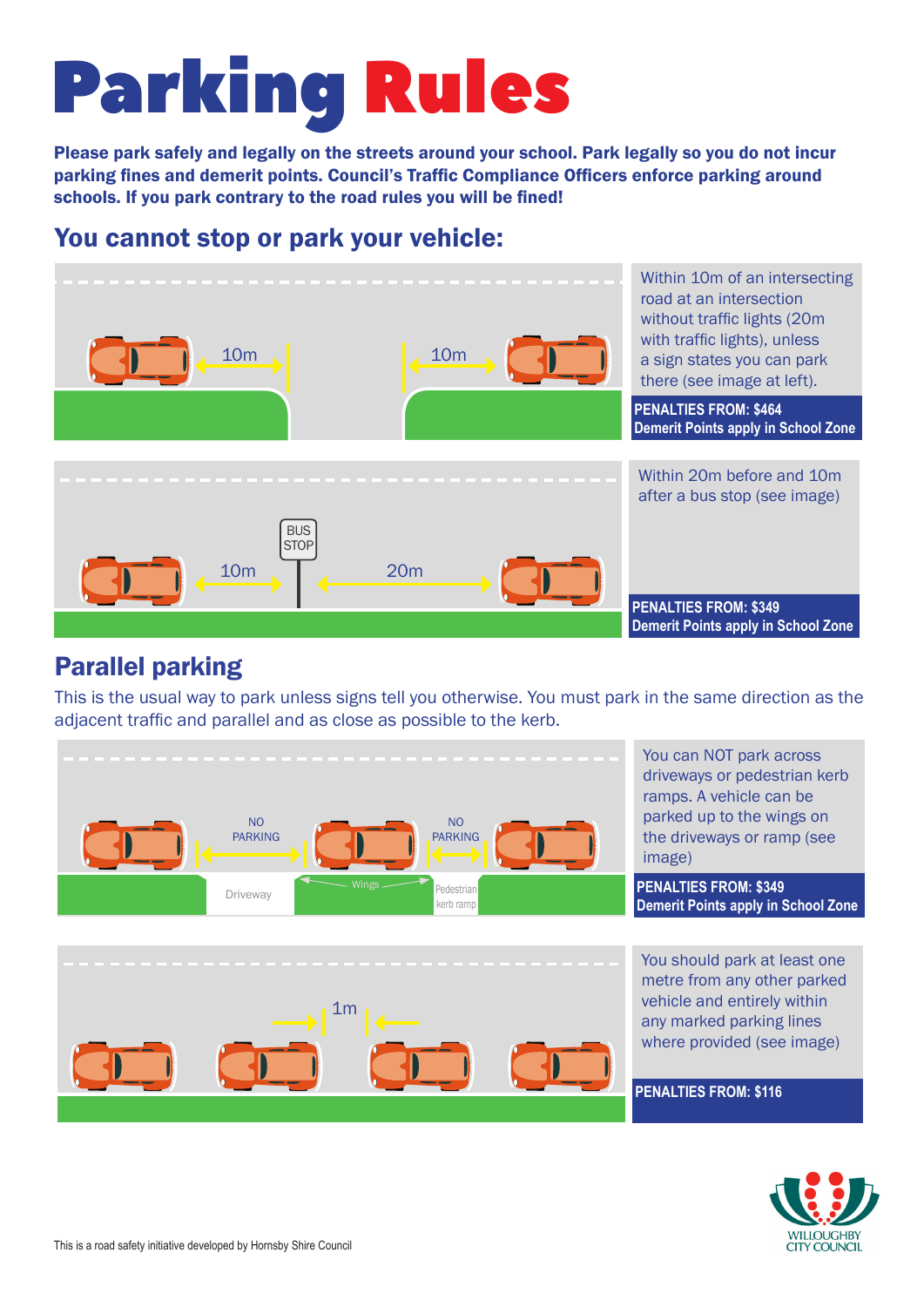# Parking Rules

**Please park safely and legally on the streets around your school. Park legally so you do not incur parking fines and demerit points. Council's Traffic Compliance Officers enforce parking around schools. If you park contrary to the road rules you will be fined!**

## You cannot stop or park your vehicle:

10m

10m

Within 10m of an intersecting road at an intersection without traffic lights (20m with traffic lights), unless a sign states you can park there (see image at left).

**PENALTIES FROM: $464**
**Demerit Points apply in School Zone**

BUS STOP

10m

20m

Within 20m before and 10m after a bus stop (see image)

**PENALTIES FROM: $349**
**Demerit Points apply in School Zone**

## Parallel parking

This is the usual way to park unless signs tell you otherwise. You must park in the same direction as the adjacent traffic and parallel and as close as possible to the kerb.

NO PARKING

NO PARKING

Driveway

Wings

Pedestrian kerb ramp

You can NOT park across driveways or pedestrian kerb ramps. A vehicle can be parked up to the wings on the driveways or ramp (see image)

**PENALTIES FROM: $349**
**Demerit Points apply in School Zone**

1m

You should park at least one metre from any other parked vehicle and entirely within any marked parking lines where provided (see image)

**PENALTIES FROM: $116**

This is a road safety initiative developed by Hornsby Shire Council

WILLOUGHBY CITY COUNCIL